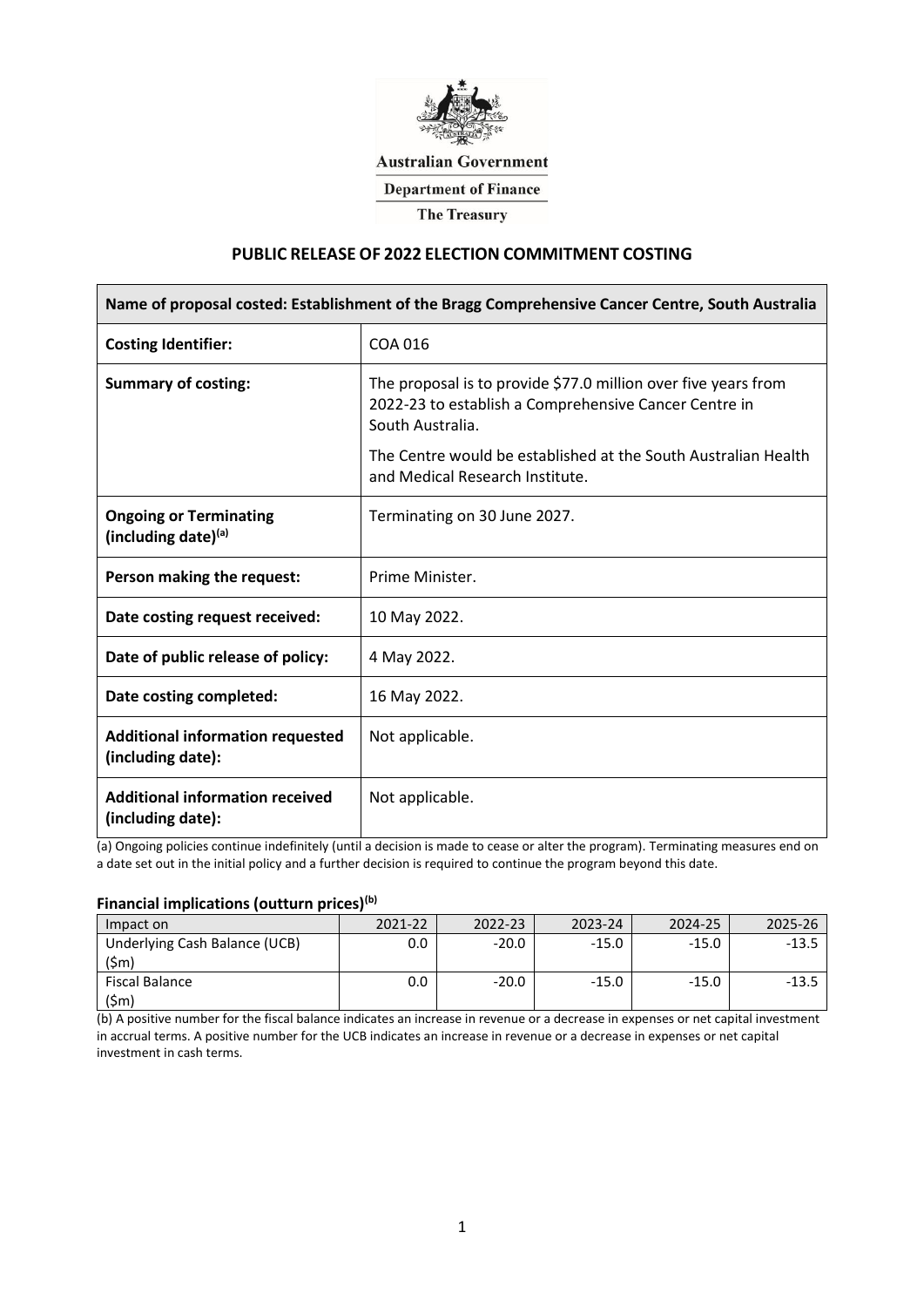Australian Government

Department of Finance

The Treasury

# PUBLIC RELEASE OF 2022 ELECTION COMMITMENT COSTING

| Name of proposal costed: Establishment of the Bragg Comprehensive Cancer Centre, South Australia | |
|---|---|
| **Costing Identifier:** | COA 016 |
| **Summary of costing:** | The proposal is to provide $77.0 million over five years from 2022-23 to establish a Comprehensive Cancer Centre in South Australia.<br><br>The Centre would be established at the South Australian Health and Medical Research Institute. |
| **Ongoing or Terminating (including date)[(a)]** | Terminating on 30 June 2027. |
| **Person making the request:** | Prime Minister. |
| **Date costing request received:** | 10 May 2022. |
| **Date of public release of policy:** | 4 May 2022. |
| **Date costing completed:** | 16 May 2022. |
| **Additional information requested (including date):** | Not applicable. |
| **Additional information received (including date):** | Not applicable. |

(a) Ongoing policies continue indefinitely (until a decision is made to cease or alter the program). Terminating measures end on a date set out in the initial policy and a further decision is required to continue the program beyond this date.

### Financial implications (outturn prices)[(b)]

| Impact on | 2021-22 | 2022-23 | 2023-24 | 2024-25 | 2025-26 |
|---|---|---|---|---|---|
| Underlying Cash Balance (UCB) ($m) | 0.0 | -20.0 | -15.0 | -15.0 | -13.5 |
| Fiscal Balance ($m) | 0.0 | -20.0 | -15.0 | -15.0 | -13.5 |

(b) A positive number for the fiscal balance indicates an increase in revenue or a decrease in expenses or net capital investment in accrual terms. A positive number for the UCB indicates an increase in revenue or a decrease in expenses or net capital investment in cash terms.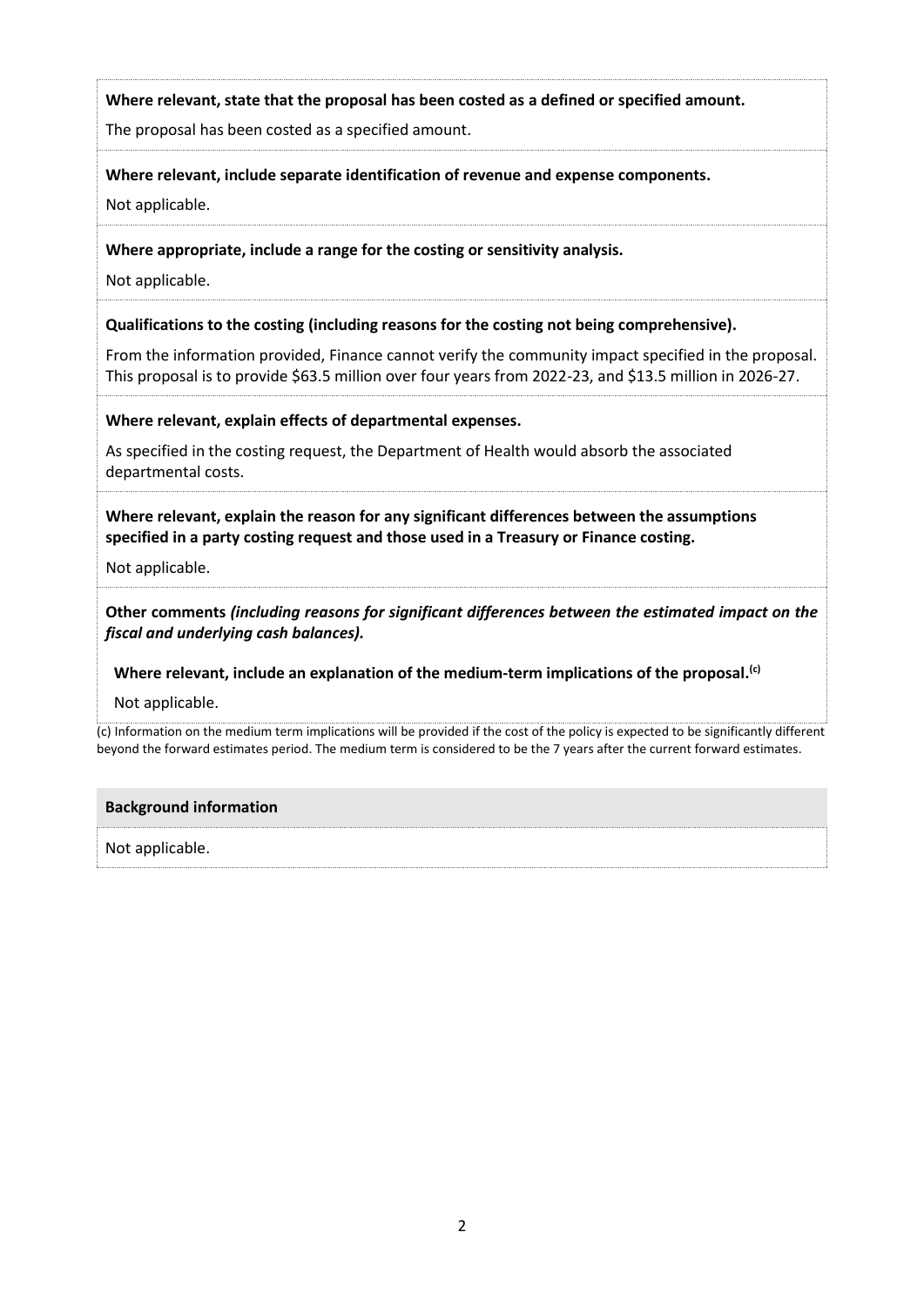**Where relevant, state that the proposal has been costed as a defined or specified amount.**

The proposal has been costed as a specified amount.

**Where relevant, include separate identification of revenue and expense components.**

Not applicable.

**Where appropriate, include a range for the costing or sensitivity analysis.**

Not applicable.

**Qualifications to the costing (including reasons for the costing not being comprehensive).**

From the information provided, Finance cannot verify the community impact specified in the proposal. This proposal is to provide $63.5 million over four years from 2022-23, and $13.5 million in 2026-27.

**Where relevant, explain effects of departmental expenses.**

As specified in the costing request, the Department of Health would absorb the associated departmental costs.

**Where relevant, explain the reason for any significant differences between the assumptions specified in a party costing request and those used in a Treasury or Finance costing.**

Not applicable.

**Other comments** ***(including reasons for significant differences between the estimated impact on the fiscal and underlying cash balances).***

**Where relevant, include an explanation of the medium-term implications of the proposal.[(c)]**

Not applicable.

(c) Information on the medium term implications will be provided if the cost of the policy is expected to be significantly different beyond the forward estimates period. The medium term is considered to be the 7 years after the current forward estimates.

**Background information**

Not applicable.